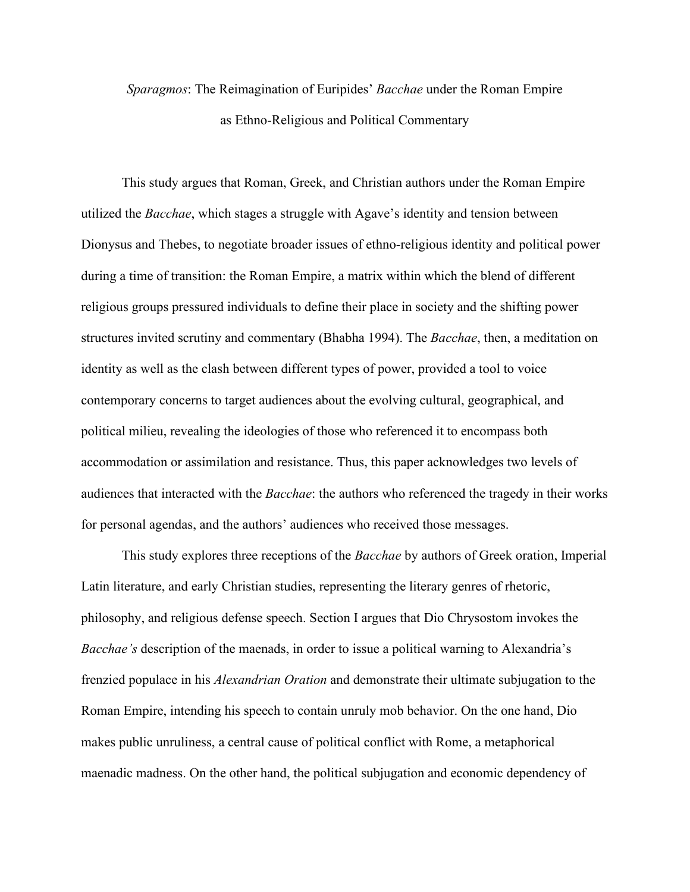# *Sparagmos*: The Reimagination of Euripides' *Bacchae* under the Roman Empire as Ethno-Religious and Political Commentary

This study argues that Roman, Greek, and Christian authors under the Roman Empire utilized the *Bacchae*, which stages a struggle with Agave's identity and tension between Dionysus and Thebes, to negotiate broader issues of ethno-religious identity and political power during a time of transition: the Roman Empire, a matrix within which the blend of different religious groups pressured individuals to define their place in society and the shifting power structures invited scrutiny and commentary (Bhabha 1994). The *Bacchae*, then, a meditation on identity as well as the clash between different types of power, provided a tool to voice contemporary concerns to target audiences about the evolving cultural, geographical, and political milieu, revealing the ideologies of those who referenced it to encompass both accommodation or assimilation and resistance. Thus, this paper acknowledges two levels of audiences that interacted with the *Bacchae*: the authors who referenced the tragedy in their works for personal agendas, and the authors' audiences who received those messages.

This study explores three receptions of the *Bacchae* by authors of Greek oration, Imperial Latin literature, and early Christian studies, representing the literary genres of rhetoric, philosophy, and religious defense speech. Section I argues that Dio Chrysostom invokes the *Bacchae's* description of the maenads, in order to issue a political warning to Alexandria's frenzied populace in his *Alexandrian Oration* and demonstrate their ultimate subjugation to the Roman Empire, intending his speech to contain unruly mob behavior. On the one hand, Dio makes public unruliness, a central cause of political conflict with Rome, a metaphorical maenadic madness. On the other hand, the political subjugation and economic dependency of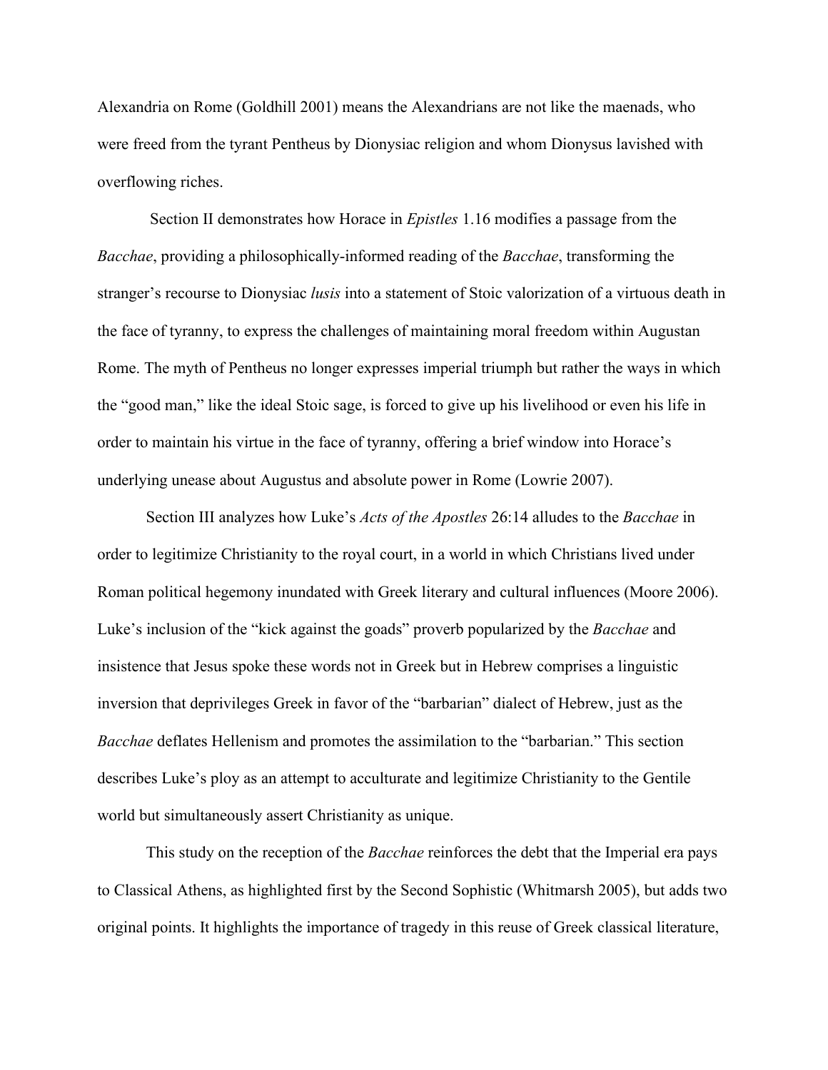Alexandria on Rome (Goldhill 2001) means the Alexandrians are not like the maenads, who were freed from the tyrant Pentheus by Dionysiac religion and whom Dionysus lavished with overflowing riches.

Section II demonstrates how Horace in *Epistles* 1.16 modifies a passage from the *Bacchae*, providing a philosophically-informed reading of the *Bacchae*, transforming the stranger's recourse to Dionysiac *lusis* into a statement of Stoic valorization of a virtuous death in the face of tyranny, to express the challenges of maintaining moral freedom within Augustan Rome. The myth of Pentheus no longer expresses imperial triumph but rather the ways in which the "good man," like the ideal Stoic sage, is forced to give up his livelihood or even his life in order to maintain his virtue in the face of tyranny, offering a brief window into Horace's underlying unease about Augustus and absolute power in Rome (Lowrie 2007).

Section III analyzes how Luke's *Acts of the Apostles* 26:14 alludes to the *Bacchae* in order to legitimize Christianity to the royal court, in a world in which Christians lived under Roman political hegemony inundated with Greek literary and cultural influences (Moore 2006). Luke's inclusion of the "kick against the goads" proverb popularized by the *Bacchae* and insistence that Jesus spoke these words not in Greek but in Hebrew comprises a linguistic inversion that deprivileges Greek in favor of the "barbarian" dialect of Hebrew, just as the *Bacchae* deflates Hellenism and promotes the assimilation to the "barbarian." This section describes Luke's ploy as an attempt to acculturate and legitimize Christianity to the Gentile world but simultaneously assert Christianity as unique.

This study on the reception of the *Bacchae* reinforces the debt that the Imperial era pays to Classical Athens, as highlighted first by the Second Sophistic (Whitmarsh 2005), but adds two original points. It highlights the importance of tragedy in this reuse of Greek classical literature,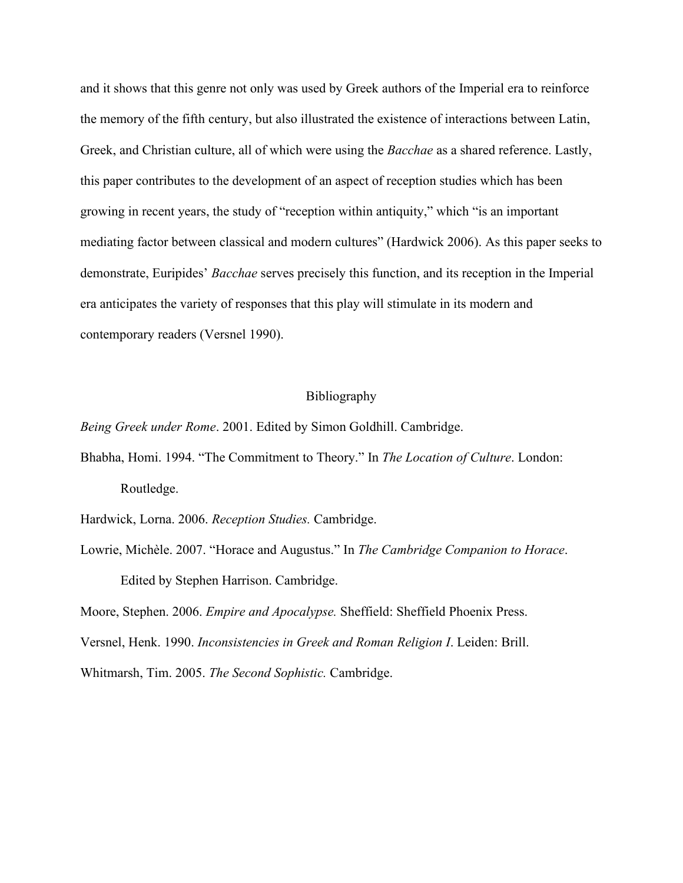and it shows that this genre not only was used by Greek authors of the Imperial era to reinforce the memory of the fifth century, but also illustrated the existence of interactions between Latin, Greek, and Christian culture, all of which were using the *Bacchae* as a shared reference. Lastly, this paper contributes to the development of an aspect of reception studies which has been growing in recent years, the study of "reception within antiquity," which "is an important mediating factor between classical and modern cultures" (Hardwick 2006). As this paper seeks to demonstrate, Euripides' *Bacchae* serves precisely this function, and its reception in the Imperial era anticipates the variety of responses that this play will stimulate in its modern and contemporary readers (Versnel 1990).

## Bibliography

*Being Greek under Rome*. 2001. Edited by Simon Goldhill. Cambridge.

Bhabha, Homi. 1994. "The Commitment to Theory." In *The Location of Culture*. London: Routledge.

Hardwick, Lorna. 2006. *Reception Studies.* Cambridge.

Lowrie, Michèle. 2007. "Horace and Augustus." In *The Cambridge Companion to Horace*. Edited by Stephen Harrison. Cambridge.

Moore, Stephen. 2006. *Empire and Apocalypse.* Sheffield: Sheffield Phoenix Press.

Versnel, Henk. 1990. *Inconsistencies in Greek and Roman Religion I*. Leiden: Brill.

Whitmarsh, Tim. 2005. *The Second Sophistic.* Cambridge.